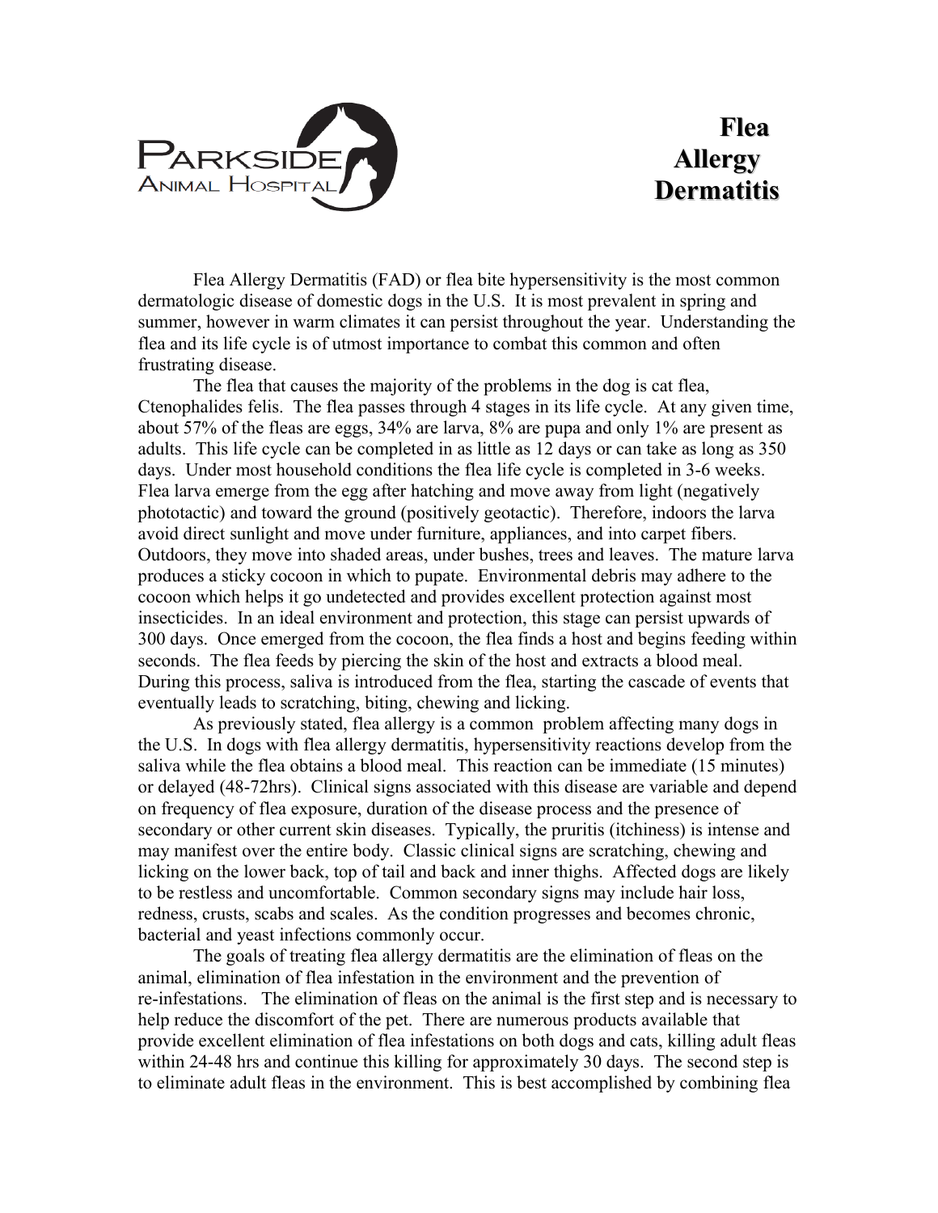Parkside Animal Hospital

# Flea Allergy Dermatitis

Flea Allergy Dermatitis (FAD) or flea bite hypersensitivity is the most common dermatologic disease of domestic dogs in the U.S. It is most prevalent in spring and summer, however in warm climates it can persist throughout the year. Understanding the flea and its life cycle is of utmost importance to combat this common and often frustrating disease.

The flea that causes the majority of the problems in the dog is cat flea, Ctenophalides felis. The flea passes through 4 stages in its life cycle. At any given time, about 57% of the fleas are eggs, 34% are larva, 8% are pupa and only 1% are present as adults. This life cycle can be completed in as little as 12 days or can take as long as 350 days. Under most household conditions the flea life cycle is completed in 3-6 weeks. Flea larva emerge from the egg after hatching and move away from light (negatively phototactic) and toward the ground (positively geotactic). Therefore, indoors the larva avoid direct sunlight and move under furniture, appliances, and into carpet fibers. Outdoors, they move into shaded areas, under bushes, trees and leaves. The mature larva produces a sticky cocoon in which to pupate. Environmental debris may adhere to the cocoon which helps it go undetected and provides excellent protection against most insecticides. In an ideal environment and protection, this stage can persist upwards of 300 days. Once emerged from the cocoon, the flea finds a host and begins feeding within seconds. The flea feeds by piercing the skin of the host and extracts a blood meal. During this process, saliva is introduced from the flea, starting the cascade of events that eventually leads to scratching, biting, chewing and licking.

As previously stated, flea allergy is a common problem affecting many dogs in the U.S. In dogs with flea allergy dermatitis, hypersensitivity reactions develop from the saliva while the flea obtains a blood meal. This reaction can be immediate (15 minutes) or delayed (48-72hrs). Clinical signs associated with this disease are variable and depend on frequency of flea exposure, duration of the disease process and the presence of secondary or other current skin diseases. Typically, the pruritis (itchiness) is intense and may manifest over the entire body. Classic clinical signs are scratching, chewing and licking on the lower back, top of tail and back and inner thighs. Affected dogs are likely to be restless and uncomfortable. Common secondary signs may include hair loss, redness, crusts, scabs and scales. As the condition progresses and becomes chronic, bacterial and yeast infections commonly occur.

The goals of treating flea allergy dermatitis are the elimination of fleas on the animal, elimination of flea infestation in the environment and the prevention of re-infestations. The elimination of fleas on the animal is the first step and is necessary to help reduce the discomfort of the pet. There are numerous products available that provide excellent elimination of flea infestations on both dogs and cats, killing adult fleas within 24-48 hrs and continue this killing for approximately 30 days. The second step is to eliminate adult fleas in the environment. This is best accomplished by combining flea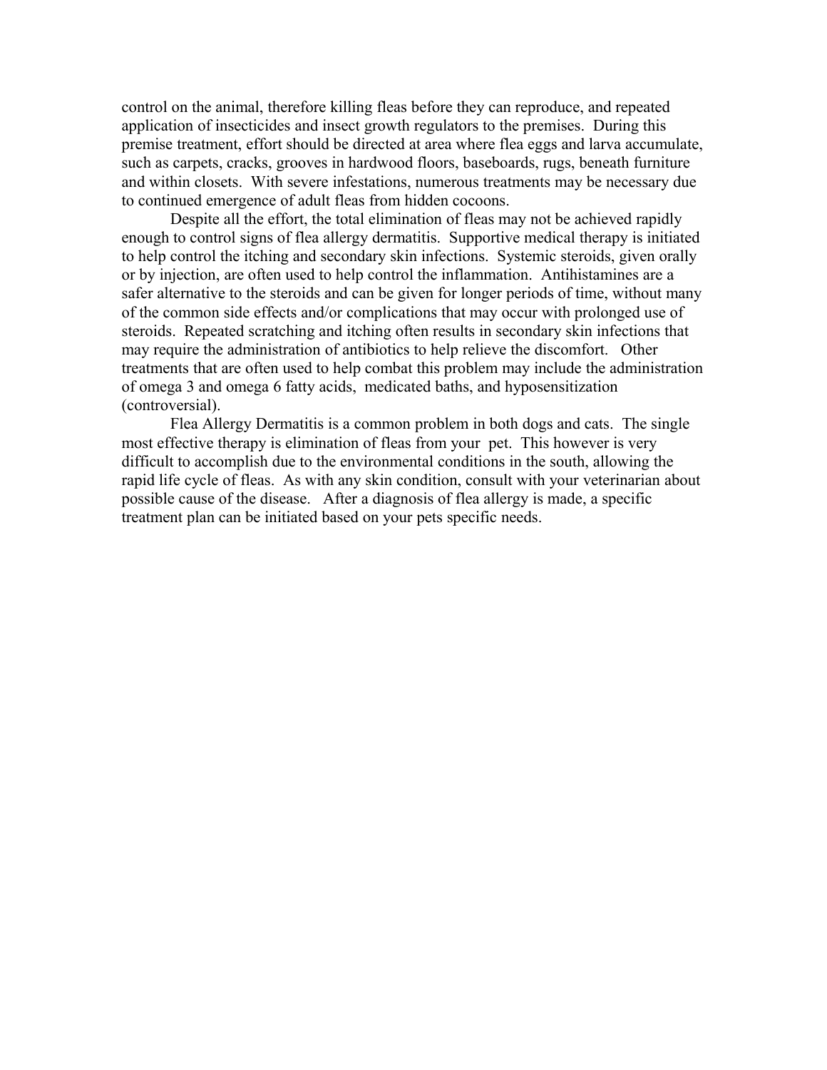control on the animal, therefore killing fleas before they can reproduce, and repeated application of insecticides and insect growth regulators to the premises. During this premise treatment, effort should be directed at area where flea eggs and larva accumulate, such as carpets, cracks, grooves in hardwood floors, baseboards, rugs, beneath furniture and within closets. With severe infestations, numerous treatments may be necessary due to continued emergence of adult fleas from hidden cocoons.

Despite all the effort, the total elimination of fleas may not be achieved rapidly enough to control signs of flea allergy dermatitis. Supportive medical therapy is initiated to help control the itching and secondary skin infections. Systemic steroids, given orally or by injection, are often used to help control the inflammation. Antihistamines are a safer alternative to the steroids and can be given for longer periods of time, without many of the common side effects and/or complications that may occur with prolonged use of steroids. Repeated scratching and itching often results in secondary skin infections that may require the administration of antibiotics to help relieve the discomfort. Other treatments that are often used to help combat this problem may include the administration of omega 3 and omega 6 fatty acids, medicated baths, and hyposensitization (controversial).

Flea Allergy Dermatitis is a common problem in both dogs and cats. The single most effective therapy is elimination of fleas from your pet. This however is very difficult to accomplish due to the environmental conditions in the south, allowing the rapid life cycle of fleas. As with any skin condition, consult with your veterinarian about possible cause of the disease. After a diagnosis of flea allergy is made, a specific treatment plan can be initiated based on your pets specific needs.